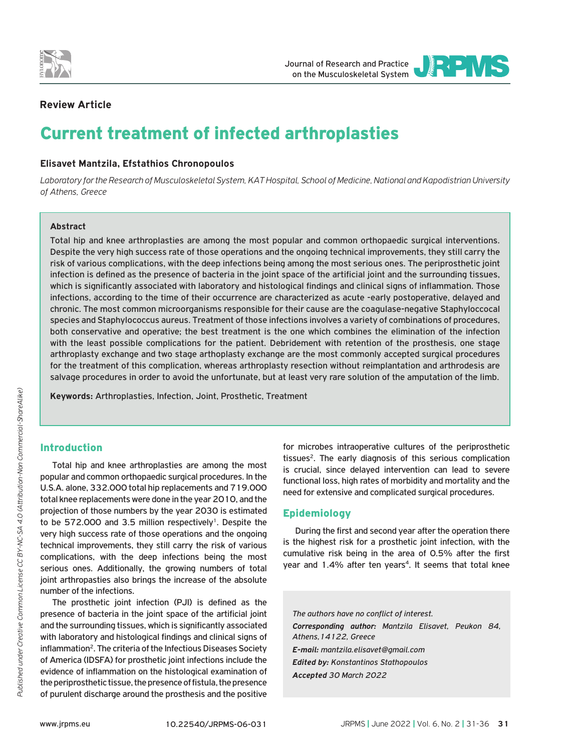**Review Article**

# Current treatment of infected arthroplasties

**Elisavet Mantzila, Efstathios Chronopoulos**

*Laboratory for the Research of Musculoskeletal System, KAT Hospital, School of Medicine, National and Kapodistrian University of Athens, Greece*

**Abstract**

Total hip and knee arthroplasties are among the most popular and common orthopaedic surgical interventions. Despite the very high success rate of those operations and the ongoing technical improvements, they still carry the risk of various complications, with the deep infections being among the most serious ones. The periprosthetic joint infection is defined as the presence of bacteria in the joint space of the artificial joint and the surrounding tissues, which is significantly associated with laboratory and histological findings and clinical signs of inflammation. Those infections, according to the time of their occurrence are characterized as acute -early postoperative, delayed and chronic. The most common microorganisms responsible for their cause are the coagulase-negative Staphyloccocal species and Staphylococcus aureus. Treatment of those infections involves a variety of combinations of procedures, both conservative and operative; the best treatment is the one which combines the elimination of the infection with the least possible complications for the patient. Debridement with retention of the prosthesis, one stage arthroplasty exchange and two stage arthoplasty exchange are the most commonly accepted surgical procedures for the treatment of this complication, whereas arthroplasty resection without reimplantation and arthrodesis are salvage procedures in order to avoid the unfortunate, but at least very rare solution of the amputation of the limb.

**Keywords:** Arthroplasties, Infection, Joint, Prosthetic, Treatment

## Introduction

Total hip and knee arthroplasties are among the most popular and common orthopaedic surgical procedures. In the U.S.A. alone, 332.000 total hip replacements and 719.000 total knee replacements were done in the year 2010, and the projection of those numbers by the year 2030 is estimated to be 572.000 and 3.5 million respectively[1]. Despite the very high success rate of those operations and the ongoing technical improvements, they still carry the risk of various complications, with the deep infections being the most serious ones. Additionally, the growing numbers of total joint arthropasties also brings the increase of the absolute number of the infections.

The prosthetic joint infection (PJI) is defined as the presence of bacteria in the joint space of the artificial joint and the surrounding tissues, which is significantly associated with laboratory and histological findings and clinical signs of inflammation[2]. The criteria of the Infectious Diseases Society of America (IDSFA) for prosthetic joint infections include the evidence of inflammation on the histological examination of the periprosthetic tissue, the presence of fistula, the presence of purulent discharge around the prosthesis and the positive for microbes intraoperative cultures of the periprosthetic tissues[2]. The early diagnosis of this serious complication is crucial, since delayed intervention can lead to severe functional loss, high rates of morbidity and mortality and the need for extensive and complicated surgical procedures.

## Epidemiology

During the first and second year after the operation there is the highest risk for a prosthetic joint infection, with the cumulative risk being in the area of 0.5% after the first year and 1.4% after ten years[4]. It seems that total knee

*The authors have no conflict of interest.*

***Corresponding author:*** *Mantzila Elisavet, Peukon 84, Athens,14122, Greece*

***E-mail:*** *mantzila.elisavet@gmail.com*

***Edited by:*** *Konstantinos Stathopoulos*

***Accepted*** *30 March 2022*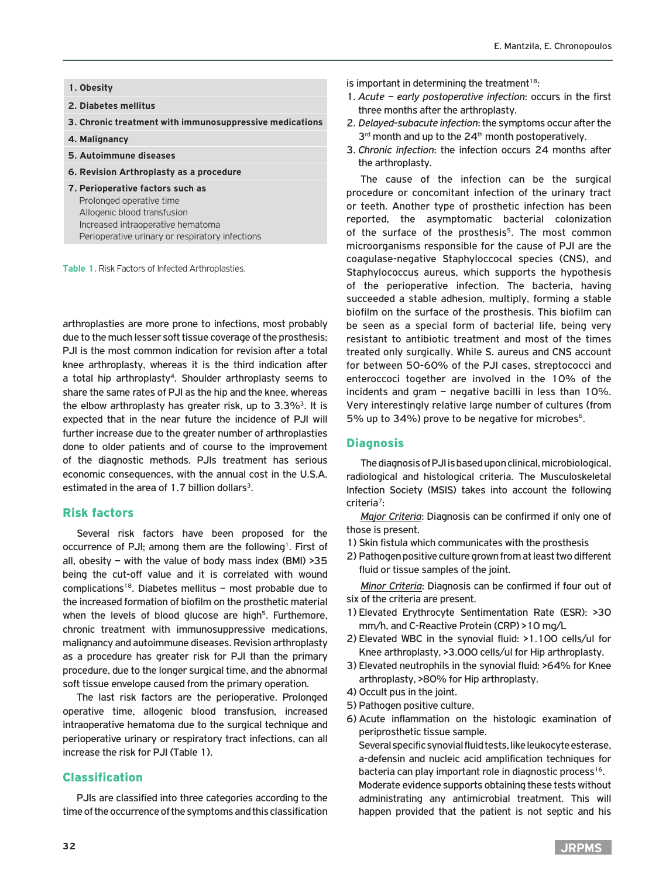| |
|---|
| **1. Obesity** |
| **2. Diabetes mellitus** |
| **3. Chronic treatment with immunosuppressive medications** |
| **4. Malignancy** |
| **5. Autoimmune diseases** |
| **6. Revision Arthroplasty as a procedure** |
| **7. Perioperative factors such as**<br>Prolonged operative time<br>Allogenic blood transfusion<br>Increased intraoperative hematoma<br>Perioperative urinary or respiratory infections |

**Table 1.** Risk Factors of Infected Arthroplasties.

arthroplasties are more prone to infections, most probably due to the much lesser soft tissue coverage of the prosthesis; PJI is the most common indication for revision after a total knee arthroplasty, whereas it is the third indication after a total hip arthroplasty[4]. Shoulder arthroplasty seems to share the same rates of PJI as the hip and the knee, whereas the elbow arthroplasty has greater risk, up to 3.3%[3]. It is expected that in the near future the incidence of PJI will further increase due to the greater number of arthroplasties done to older patients and of course to the improvement of the diagnostic methods. PJIs treatment has serious economic consequences, with the annual cost in the U.S.A. estimated in the area of 1.7 billion dollars[3].

## Risk factors

Several risk factors have been proposed for the occurrence of PJI; among them are the following[1]. First of all, obesity – with the value of body mass index (BMI) >35 being the cut-off value and it is correlated with wound complications[18]. Diabetes mellitus – most probable due to the increased formation of biofilm on the prosthetic material when the levels of blood glucose are high[5]. Furthemore, chronic treatment with immunosuppressive medications, malignancy and autoimmune diseases. Revision arthroplasty as a procedure has greater risk for PJI than the primary procedure, due to the longer surgical time, and the abnormal soft tissue envelope caused from the primary operation.

The last risk factors are the perioperative. Prolonged operative time, allogenic blood transfusion, increased intraoperative hematoma due to the surgical technique and perioperative urinary or respiratory tract infections, can all increase the risk for PJI (Table 1).

## Classification

PJIs are classified into three categories according to the time of the occurrence of the symptoms and this classification is important in determining the treatment[18]:

1. *Acute – early postoperative infection*: occurs in the first three months after the arthroplasty.
2. *Delayed-subacute infection*: the symptoms occur after the 3rd month and up to the 24th month postoperatively.
3. *Chronic infection*: the infection occurs 24 months after the arthroplasty.

The cause of the infection can be the surgical procedure or concomitant infection of the urinary tract or teeth. Another type of prosthetic infection has been reported, the asymptomatic bacterial colonization of the surface of the prosthesis[5]. The most common microorganisms responsible for the cause of PJI are the coagulase-negative Staphyloccocal species (CNS), and Staphylococcus aureus, which supports the hypothesis of the perioperative infection. The bacteria, having succeeded a stable adhesion, multiply, forming a stable biofilm on the surface of the prosthesis. This biofilm can be seen as a special form of bacterial life, being very resistant to antibiotic treatment and most of the times treated only surgically. While S. aureus and CNS account for between 50-60% of the PJI cases, streptococci and enteroccoci together are involved in the 10% of the incidents and gram – negative bacilli in less than 10%. Very interestingly relative large number of cultures (from 5% up to 34%) prove to be negative for microbes[6].

## Diagnosis

The diagnosis of PJI is based upon clinical, microbiological, radiological and histological criteria. The Musculoskeletal Infection Society (MSIS) takes into account the following criteria[7]:

Major Criteria: Diagnosis can be confirmed if only one of those is present.

1) Skin fistula which communicates with the prosthesis
2) Pathogen positive culture grown from at least two different fluid or tissue samples of the joint.

Minor Criteria: Diagnosis can be confirmed if four out of six of the criteria are present.

1) Elevated Erythrocyte Sentimentation Rate (ESR): >30 mm/h, and C-Reactive Protein (CRP) >10 mg/L
2) Elevated WBC in the synovial fluid: >1.100 cells/ul for Knee arthroplasty, >3.000 cells/ul for Hip arthroplasty.
3) Elevated neutrophils in the synovial fluid: >64% for Knee arthroplasty, >80% for Hip arthroplasty.
4) Occult pus in the joint.
5) Pathogen positive culture.
6) Acute inflammation on the histologic examination of periprosthetic tissue sample.

   Several specific synovial fluid tests, like leukocyte esterase, a-defensin and nucleic acid amplification techniques for bacteria can play important role in diagnostic process[16].
   Moderate evidence supports obtaining these tests without administrating any antimicrobial treatment. This will happen provided that the patient is not septic and his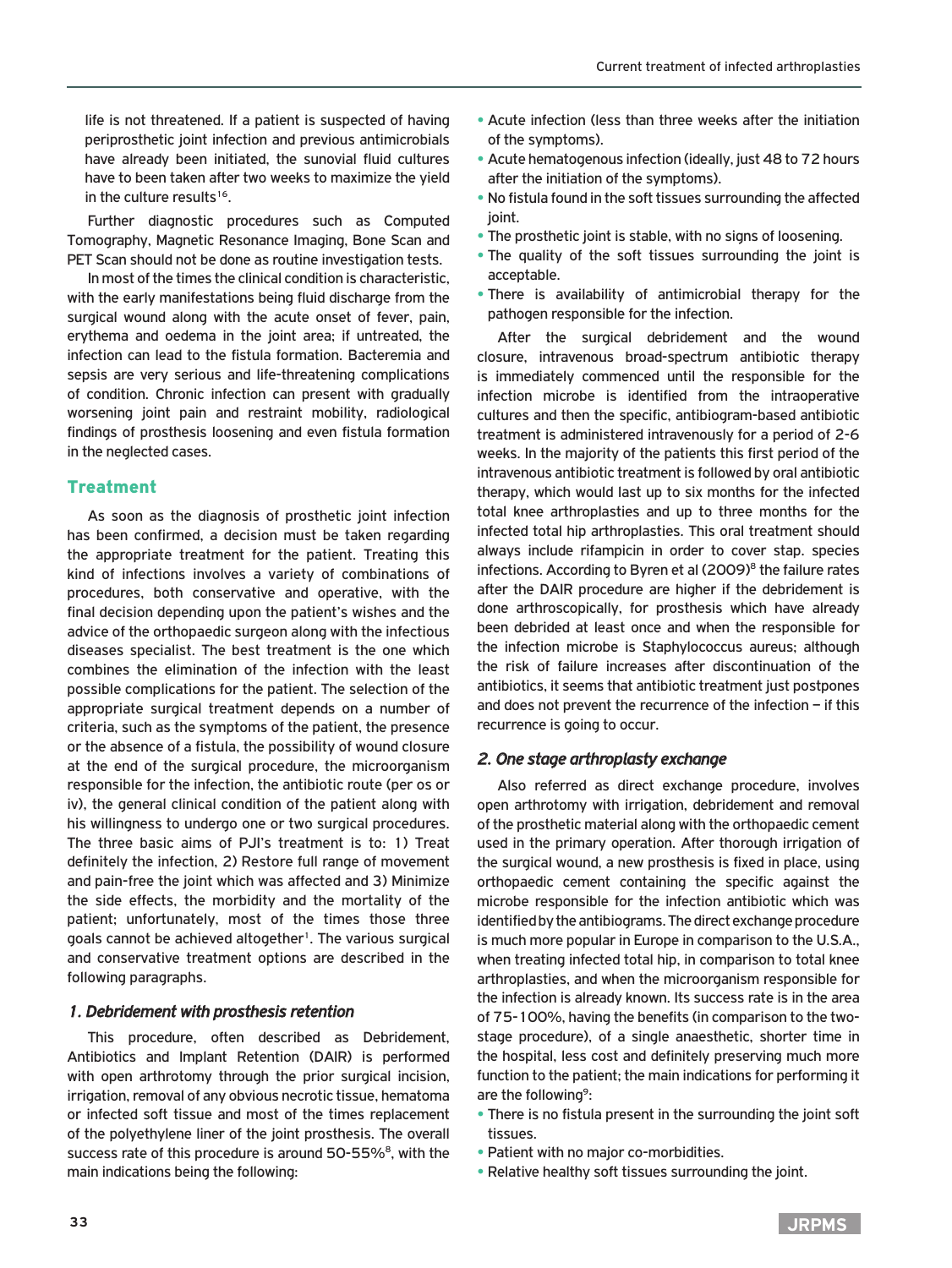life is not threatened. If a patient is suspected of having periprosthetic joint infection and previous antimicrobials have already been initiated, the sunovial fluid cultures have to been taken after two weeks to maximize the yield in the culture results[16].

Further diagnostic procedures such as Computed Tomography, Magnetic Resonance Imaging, Bone Scan and PET Scan should not be done as routine investigation tests.

In most of the times the clinical condition is characteristic, with the early manifestations being fluid discharge from the surgical wound along with the acute onset of fever, pain, erythema and oedema in the joint area; if untreated, the infection can lead to the fistula formation. Bacteremia and sepsis are very serious and life-threatening complications of condition. Chronic infection can present with gradually worsening joint pain and restraint mobility, radiological findings of prosthesis loosening and even fistula formation in the neglected cases.

## Treatment

As soon as the diagnosis of prosthetic joint infection has been confirmed, a decision must be taken regarding the appropriate treatment for the patient. Treating this kind of infections involves a variety of combinations of procedures, both conservative and operative, with the final decision depending upon the patient's wishes and the advice of the orthopaedic surgeon along with the infectious diseases specialist. The best treatment is the one which combines the elimination of the infection with the least possible complications for the patient. The selection of the appropriate surgical treatment depends on a number of criteria, such as the symptoms of the patient, the presence or the absence of a fistula, the possibility of wound closure at the end of the surgical procedure, the microorganism responsible for the infection, the antibiotic route (per os or iv), the general clinical condition of the patient along with his willingness to undergo one or two surgical procedures. The three basic aims of PJI's treatment is to: 1) Treat definitely the infection, 2) Restore full range of movement and pain-free the joint which was affected and 3) Minimize the side effects, the morbidity and the mortality of the patient; unfortunately, most of the times those three goals cannot be achieved altogether[1]. The various surgical and conservative treatment options are described in the following paragraphs.

### *1. Debridement with prosthesis retention*

This procedure, often described as Debridement, Antibiotics and Implant Retention (DAIR) is performed with open arthrotomy through the prior surgical incision, irrigation, removal of any obvious necrotic tissue, hematoma or infected soft tissue and most of the times replacement of the polyethylene liner of the joint prosthesis. The overall success rate of this procedure is around 50-55%[8], with the main indications being the following:

- Acute infection (less than three weeks after the initiation of the symptoms).
- Acute hematogenous infection (ideally, just 48 to 72 hours after the initiation of the symptoms).
- No fistula found in the soft tissues surrounding the affected joint.
- The prosthetic joint is stable, with no signs of loosening.
- The quality of the soft tissues surrounding the joint is acceptable.
- There is availability of antimicrobial therapy for the pathogen responsible for the infection.

After the surgical debridement and the wound closure, intravenous broad-spectrum antibiotic therapy is immediately commenced until the responsible for the infection microbe is identified from the intraoperative cultures and then the specific, antibiogram-based antibiotic treatment is administered intravenously for a period of 2-6 weeks. In the majority of the patients this first period of the intravenous antibiotic treatment is followed by oral antibiotic therapy, which would last up to six months for the infected total knee arthroplasties and up to three months for the infected total hip arthroplasties. This oral treatment should always include rifampicin in order to cover stap. species infections. According to Byren et al (2009)[8] the failure rates after the DAIR procedure are higher if the debridement is done arthroscopically, for prosthesis which have already been debrided at least once and when the responsible for the infection microbe is Staphylococcus aureus; although the risk of failure increases after discontinuation of the antibiotics, it seems that antibiotic treatment just postpones and does not prevent the recurrence of the infection – if this recurrence is going to occur.

### *2. One stage arthroplasty exchange*

Also referred as direct exchange procedure, involves open arthrotomy with irrigation, debridement and removal of the prosthetic material along with the orthopaedic cement used in the primary operation. After thorough irrigation of the surgical wound, a new prosthesis is fixed in place, using orthopaedic cement containing the specific against the microbe responsible for the infection antibiotic which was identified by the antibiograms. The direct exchange procedure is much more popular in Europe in comparison to the U.S.A., when treating infected total hip, in comparison to total knee arthroplasties, and when the microorganism responsible for the infection is already known. Its success rate is in the area of 75-100%, having the benefits (in comparison to the two-stage procedure), of a single anaesthetic, shorter time in the hospital, less cost and definitely preserving much more function to the patient; the main indications for performing it are the following[9]:

- There is no fistula present in the surrounding the joint soft tissues.
- Patient with no major co-morbidities.
- Relative healthy soft tissues surrounding the joint.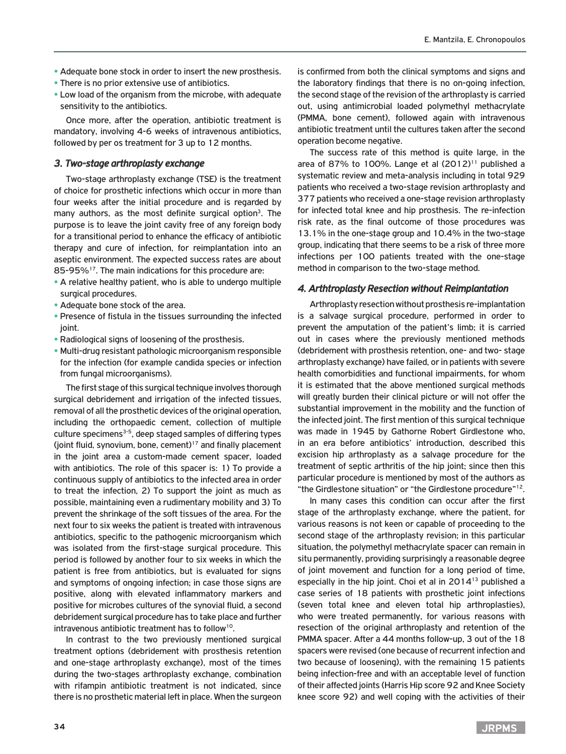- Adequate bone stock in order to insert the new prosthesis.
- There is no prior extensive use of antibiotics.
- Low load of the organism from the microbe, with adequate sensitivity to the antibiotics.

Once more, after the operation, antibiotic treatment is mandatory, involving 4-6 weeks of intravenous antibiotics, followed by per os treatment for 3 up to 12 months.

### *3. Two-stage arthroplasty exchange*

Two-stage arthroplasty exchange (TSE) is the treatment of choice for prosthetic infections which occur in more than four weeks after the initial procedure and is regarded by many authors, as the most definite surgical option[3]. The purpose is to leave the joint cavity free of any foreign body for a transitional period to enhance the efficacy of antibiotic therapy and cure of infection, for reimplantation into an aseptic environment. The expected success rates are about 85-95%[17]. The main indications for this procedure are:

- A relative healthy patient, who is able to undergo multiple surgical procedures.
- Adequate bone stock of the area.
- Presence of fistula in the tissues surrounding the infected joint.
- Radiological signs of loosening of the prosthesis.
- Multi-drug resistant pathologic microorganism responsible for the infection (for example candida species or infection from fungal microorganisms).

The first stage of this surgical technique involves thorough surgical debridement and irrigation of the infected tissues, removal of all the prosthetic devices of the original operation, including the orthopaedic cement, collection of multiple culture specimens[3-5], deep staged samples of differing types (joint fluid, synovium, bone, cement)[17] and finally placement in the joint area a custom-made cement spacer, loaded with antibiotics. The role of this spacer is: 1) To provide a continuous supply of antibiotics to the infected area in order to treat the infection, 2) To support the joint as much as possible, maintaining even a rudimentary mobility and 3) To prevent the shrinkage of the soft tissues of the area. For the next four to six weeks the patient is treated with intravenous antibiotics, specific to the pathogenic microorganism which was isolated from the first-stage surgical procedure. This period is followed by another four to six weeks in which the patient is free from antibiotics, but is evaluated for signs and symptoms of ongoing infection; in case those signs are positive, along with elevated inflammatory markers and positive for microbes cultures of the synovial fluid, a second debridement surgical procedure has to take place and further intravenous antibiotic treatment has to follow[10].

In contrast to the two previously mentioned surgical treatment options (debridement with prosthesis retention and one-stage arthroplasty exchange), most of the times during the two-stages arthroplasty exchange, combination with rifampin antibiotic treatment is not indicated, since there is no prosthetic material left in place. When the surgeon is confirmed from both the clinical symptoms and signs and the laboratory findings that there is no on-going infection, the second stage of the revision of the arthroplasty is carried out, using antimicrobial loaded polymethyl methacrylate (PMMA, bone cement), followed again with intravenous antibiotic treatment until the cultures taken after the second operation become negative.

The success rate of this method is quite large, in the area of 87% to 100%. Lange et al (2012)[11] published a systematic review and meta-analysis including in total 929 patients who received a two-stage revision arthroplasty and 377 patients who received a one-stage revision arthroplasty for infected total knee and hip prosthesis. The re-infection risk rate, as the final outcome of those procedures was 13.1% in the one-stage group and 10.4% in the two-stage group, indicating that there seems to be a risk of three more infections per 100 patients treated with the one-stage method in comparison to the two-stage method.

### *4. Arthtroplasty Resection without Reimplantation*

Arthroplasty resection without prosthesis re-implantation is a salvage surgical procedure, performed in order to prevent the amputation of the patient's limb; it is carried out in cases where the previously mentioned methods (debridement with prosthesis retention, one- and two- stage arthroplasty exchange) have failed, or in patients with severe health comorbidities and functional impairments, for whom it is estimated that the above mentioned surgical methods will greatly burden their clinical picture or will not offer the substantial improvement in the mobility and the function of the infected joint. The first mention of this surgical technique was made in 1945 by Gathorne Robert Girdlestone who, in an era before antibiotics' introduction, described this excision hip arthroplasty as a salvage procedure for the treatment of septic arthritis of the hip joint; since then this particular procedure is mentioned by most of the authors as "the Girdlestone situation" or "the Girdlestone procedure"[12].

In many cases this condition can occur after the first stage of the arthroplasty exchange, where the patient, for various reasons is not keen or capable of proceeding to the second stage of the arthroplasty revision; in this particular situation, the polymethyl methacrylate spacer can remain in situ permanently, providing surprisingly a reasonable degree of joint movement and function for a long period of time, especially in the hip joint. Choi et al in 2014[13] published a case series of 18 patients with prosthetic joint infections (seven total knee and eleven total hip arthroplasties), who were treated permanently, for various reasons with resection of the original arthroplasty and retention of the PMMA spacer. After a 44 months follow-up, 3 out of the 18 spacers were revised (one because of recurrent infection and two because of loosening), with the remaining 15 patients being infection-free and with an acceptable level of function of their affected joints (Harris Hip score 92 and Knee Society knee score 92) and well coping with the activities of their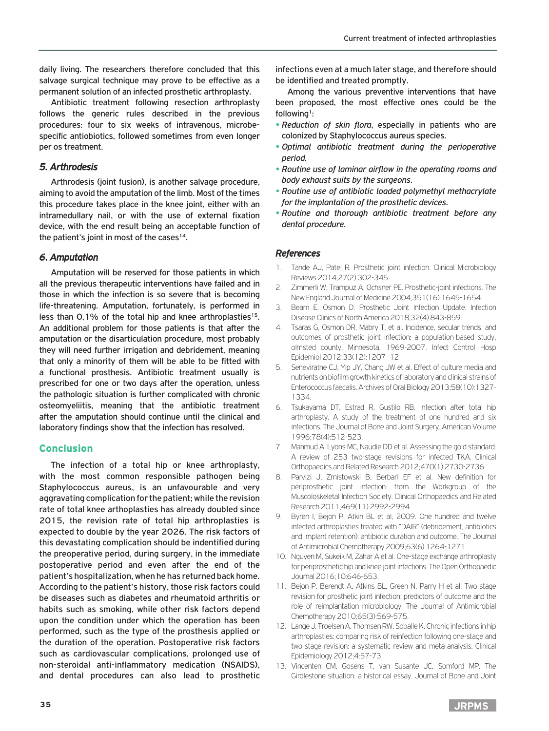daily living. The researchers therefore concluded that this salvage surgical technique may prove to be effective as a permanent solution of an infected prosthetic arthroplasty.

Antibiotic treatment following resection arthroplasty follows the generic rules described in the previous procedures: four to six weeks of intravenous, microbe-specific antiobiotics, followed sometimes from even longer per os treatment.

### *5. Arthrodesis*

Arthrodesis (joint fusion), is another salvage procedure, aiming to avoid the amputation of the limb. Most of the times this procedure takes place in the knee joint, either with an intramedullary nail, or with the use of external fixation device, with the end result being an acceptable function of the patient's joint in most of the cases[14].

### *6. Amputation*

Amputation will be reserved for those patients in which all the previous therapeutic interventions have failed and in those in which the infection is so severe that is becoming life-threatening. Amputation, fortunately, is performed in less than 0,1% of the total hip and knee arthroplasties[15]. An additional problem for those patients is that after the amputation or the disarticulation procedure, most probably they will need further irrigation and debridement, meaning that only a minority of them will be able to be fitted with a functional prosthesis. Antibiotic treatment usually is prescribed for one or two days after the operation, unless the pathologic situation is further complicated with chronic osteomyeliitis, meaning that the antibiotic treatment after the amputation should continue until the clinical and laboratory findings show that the infection has resolved.

## Conclusion

The infection of a total hip or knee arthroplasty, with the most common responsible pathogen being Staphylococcus aureus, is an unfavourable and very aggravating complication for the patient; while the revision rate of total knee arthoplasties has already doubled since 2015, the revision rate of total hip arthroplasties is expected to double by the year 2026. The risk factors of this devastating complication should be indentified during the preoperative period, during surgery, in the immediate postoperative period and even after the end of the patient's hospitalization, when he has returned back home. According to the patient's history, those risk factors could be diseases such as diabetes and rheumatoid arthritis or habits such as smoking, while other risk factors depend upon the condition under which the operation has been performed, such as the type of the prosthesis applied or the duration of the operation. Postoperative risk factors such as cardiovascular complications, prolonged use of non-steroidal anti-inflammatory medication (NSAIDS), and dental procedures can also lead to prosthetic infections even at a much later stage, and therefore should be identified and treated promptly.

Among the various preventive interventions that have been proposed, the most effective ones could be the following[1]:

- *Reduction of skin flora*, especially in patients who are colonized by Staphylococcus aureus species.
- *Optimal antibiotic treatment during the perioperative period.*
- *Routine use of laminar airflow in the operating rooms and body exhaust suits by the surgeons.*
- *Routine use of antibiotic loaded polymethyl methacrylate for the implantation of the prosthetic devices.*
- *Routine and thorough antibiotic treatment before any dental procedure.*

### *References*

1. Tande AJ, Patel R. Prosthetic joint infection. Clinical Microbiology Reviews 2014;27(2):302-345.
2. Zimmerli W, Trampuz A, Ochsner PE. Prosthetic-joint infections. The New England Journal of Medicine 2004;351(16):1645-1654.
3. Beam E, Osmon D. Prosthetic Joint Infection Update. Infection Disease Clinics of North America 2018;32(4):843-859.
4. Tsaras G, Osmon DR, Mabry T, et al. Incidence, secular trends, and outcomes of prosthetic joint infection: a population-based study, olmsted county, Minnesota, 1969-2007. Infect Control Hosp Epidemiol 2012;33(12):1207–12
5. Seneviratne CJ, Yip JY, Chang JW et al. Effect of culture media and nutrients on biofilm growth kinetics of laboratory and clinical strains of Enterococcus faecalis. Archives of Oral Biology 2013;58(10):1327-1334.
6. Tsukayama DT, Estrad R, Gustilo RB. Infection after total hip arthroplasty. A study of the treatment of one hundred and six infections. The Journal of Bone and Joint Surgery. American Volume 1996;78(4):512-523.
7. Mahmud A, Lyons MC, Naudie DD et al. Assessing the gold standard: A review of 253 two-stage revisions for infected TKA. Clinical Orthopaedics and Related Research 2012;470(1):2730-2736.
8. Parvizi J, Zmistowski B, Berbari EF et al. New definition for periprosthetic joint infection: from the Workgroup of the Muscoloskeletal Infection Society. Clinical Orthopaedics and Related Research 2011;469(11):2992-2994.
9. Byren I, Bejon P, Atkin BL et al, 2009. One hundred and twelve infected arthroplasties treated with "DAIR" (debridement, antibiotics and implant retention): antibiotic duration and outcome. The Journal of Antimicrobial Chemotherapy 2009;63(6):1264-1271.
10. Nguyen M, Sukeik M, Zahar A et al. One-stage exchange arthroplasty for periprosthetic hip and knee joint infections. The Open Orthopaedic Journal 2016;10:646-653.
11. Bejon P, Berendt A, Atkins BL, Green N, Parry H et al. Two-stage revision for prosthetic joint infection: predictors of outcome and the role of reimplantation microbiology. The Journal of Antimicrobial Chemotherapy 2010;65(3):569-575.
12. Lange J, Troelsen A, Thomsen RW, Soballe K. Chronic infections in hip arthroplasties: comparing risk of reinfection following one-stage and two-stage revision: a systematic review and meta-analysis. Clinical Epidemiology 2012;4:57-73.
13. Vincenten CM, Gosens T, van Susante JC, Somford MP. The Girdlestone situation: a historical essay. Journal of Bone and Joint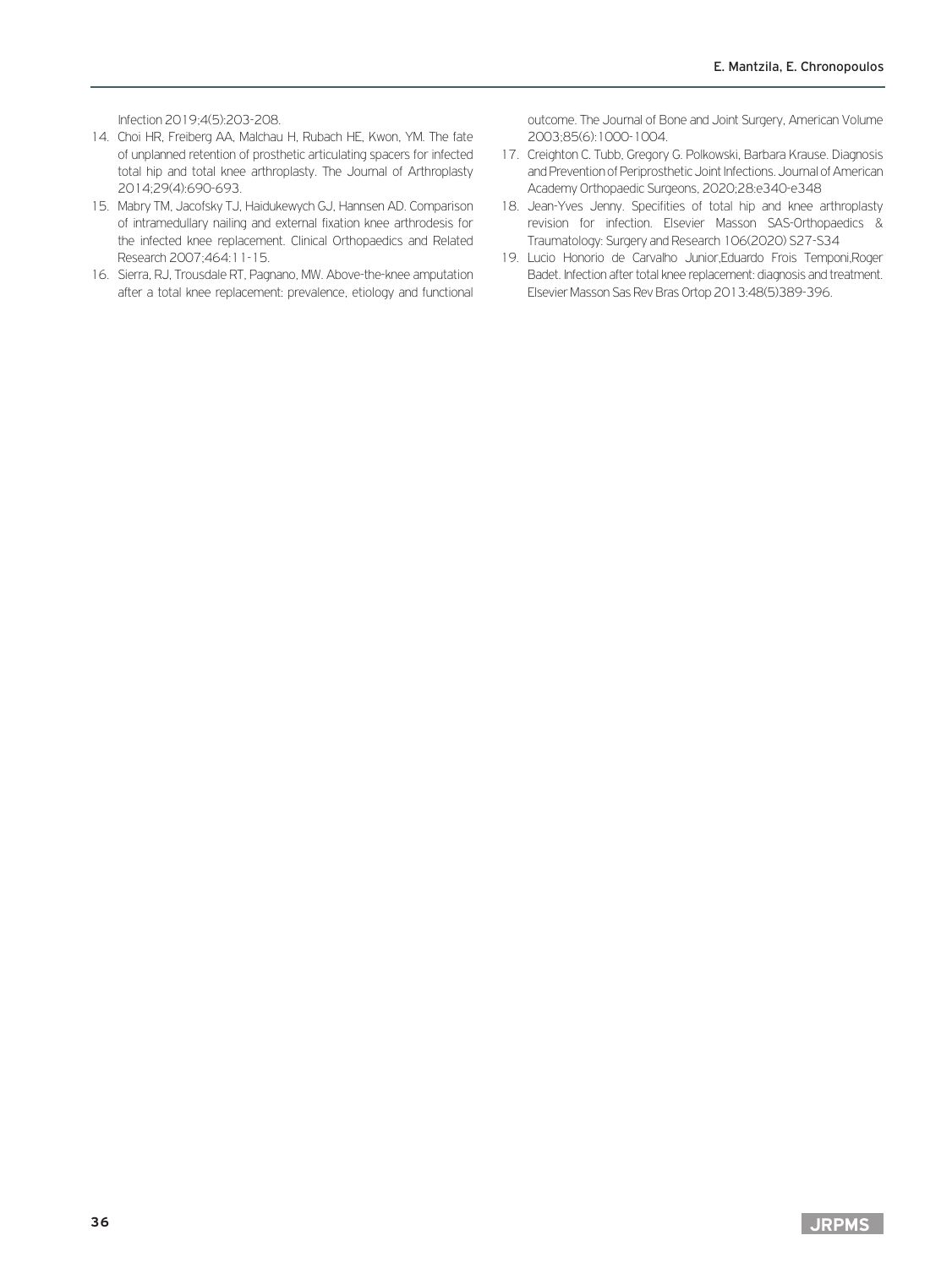Infection 2019;4(5):203-208.

14. Choi HR, Freiberg AA, Malchau H, Rubach HE, Kwon, YM. The fate of unplanned retention of prosthetic articulating spacers for infected total hip and total knee arthroplasty. The Journal of Arthroplasty 2014;29(4):690-693.
15. Mabry TM, Jacofsky TJ, Haidukewych GJ, Hannsen AD. Comparison of intramedullary nailing and external fixation knee arthrodesis for the infected knee replacement. Clinical Orthopaedics and Related Research 2007;464:11-15.
16. Sierra, RJ, Trousdale RT, Pagnano, MW. Above-the-knee amputation after a total knee replacement: prevalence, etiology and functional outcome. The Journal of Bone and Joint Surgery, American Volume 2003;85(6):1000-1004.
17. Creighton C. Tubb, Gregory G. Polkowski, Barbara Krause. Diagnosis and Prevention of Periprosthetic Joint Infections. Journal of American Academy Orthopaedic Surgeons, 2020;28:e340-e348
18. Jean-Yves Jenny. Specifities of total hip and knee arthroplasty revision for infection. Elsevier Masson SAS-Orthopaedics & Traumatology: Surgery and Research 106(2020) S27-S34
19. Lucio Honorio de Carvalho Junior,Eduardo Frois Temponi,Roger Badet. Infection after total knee replacement: diagnosis and treatment. Elsevier Masson Sas Rev Bras Ortop 2013:48(5)389-396.